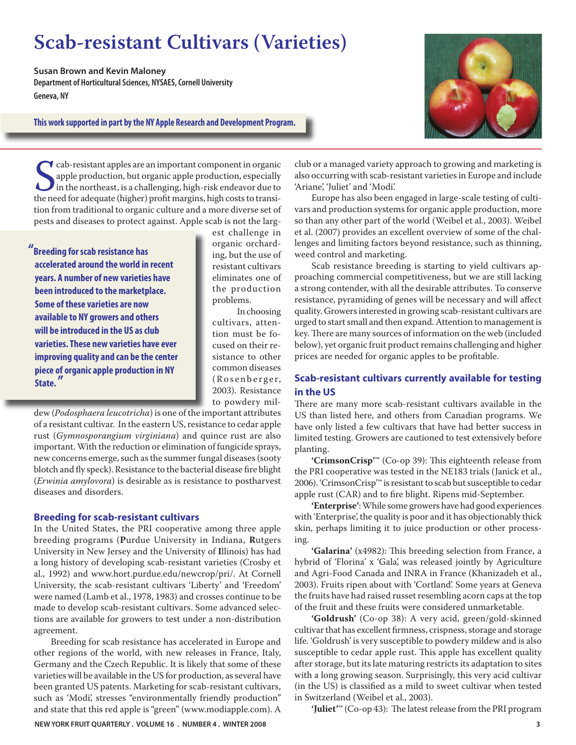# Scab-resistant Cultivars (Varieties)

**Susan Brown and Kevin Maloney**
**Department of Horticultural Sciences, NYSAES, Cornell University**
**Geneva, NY**

**This work supported in part by the NY Apple Research and Development Program.**

Scab-resistant apples are an important component in organic apple production, but organic apple production, especially in the northeast, is a challenging, high-risk endeavor due to the need for adequate (higher) profit margins, high costs to transition from traditional to organic culture and a more diverse set of pests and diseases to protect against. Apple scab is not the largest challenge in organic orcharding, but the use of resistant cultivars eliminates one of the production problems.

> **"Breeding for scab resistance has accelerated around the world in recent years. A number of new varieties have been introduced to the marketplace. Some of these varieties are now available to NY growers and others will be introduced in the US as club varieties. These new varieties have ever improving quality and can be the center piece of organic apple production in NY State."**

In choosing cultivars, attention must be focused on their resistance to other common diseases (Rosenberger, 2003). Resistance to powdery mildew (*Podosphaera leucotricha*) is one of the important attributes of a resistant cultivar. In the eastern US, resistance to cedar apple rust (*Gymnosporangium virginiana*) and quince rust are also important. With the reduction or elimination of fungicide sprays, new concerns emerge, such as the summer fungal diseases (sooty blotch and fly speck). Resistance to the bacterial disease fire blight (*Erwinia amylovora*) is desirable as is resistance to postharvest diseases and disorders.

## Breeding for scab-resistant cultivars

In the United States, the PRI cooperative among three apple breeding programs (**P**urdue University in Indiana, **R**utgers University in New Jersey and the University of **I**llinois) has had a long history of developing scab-resistant varieties (Crosby et al., 1992) and www.hort.purdue.edu/newcrop/pri/. At Cornell University, the scab-resistant cultivars 'Liberty' and 'Freedom' were named (Lamb et al., 1978, 1983) and crosses continue to be made to develop scab-resistant cultivars. Some advanced selections are available for growers to test under a non-distribution agreement.

Breeding for scab resistance has accelerated in Europe and other regions of the world, with new releases in France, Italy, Germany and the Czech Republic. It is likely that some of these varieties will be available in the US for production, as several have been granted US patents. Marketing for scab-resistant cultivars, such as 'Modi', stresses "environmentally friendly production" and state that this red apple is "green" (www.modiapple.com). A club or a managed variety approach to growing and marketing is also occurring with scab-resistant varieties in Europe and include 'Ariane', 'Juliet' and 'Modi'.

Europe has also been engaged in large-scale testing of cultivars and production systems for organic apple production, more so than any other part of the world (Weibel et al., 2003). Weibel et al. (2007) provides an excellent overview of some of the challenges and limiting factors beyond resistance, such as thinning, weed control and marketing.

Scab resistance breeding is starting to yield cultivars approaching commercial competitiveness, but we are still lacking a strong contender, with all the desirable attributes. To conserve resistance, pyramiding of genes will be necessary and will affect quality. Growers interested in growing scab-resistant cultivars are urged to start small and then expand. Attention to management is key. There are many sources of information on the web (included below), yet organic fruit product remains challenging and higher prices are needed for organic apples to be profitable.

## Scab-resistant cultivars currently available for testing in the US

There are many more scab-resistant cultivars available in the US than listed here, and others from Canadian programs. We have only listed a few cultivars that have had better success in limited testing. Growers are cautioned to test extensively before planting.

**'CrimsonCrisp'™** (Co-op 39): This eighteenth release from the PRI cooperative was tested in the NE183 trials (Janick et al., 2006). 'CrimsonCrisp'™ is resistant to scab but susceptible to cedar apple rust (CAR) and to fire blight. Ripens mid-September.

**'Enterprise'**: While some growers have had good experiences with 'Enterprise', the quality is poor and it has objectionably thick skin, perhaps limiting it to juice production or other processing.

**'Galarina'** (x4982): This breeding selection from France, a hybrid of 'Florina' x 'Gala', was released jointly by Agriculture and Agri-Food Canada and INRA in France (Khanizadeh et al., 2003). Fruits ripen about with 'Cortland'. Some years at Geneva the fruits have had raised russet resembling acorn caps at the top of the fruit and these fruits were considered unmarketable.

**'Goldrush'** (Co-op 38): A very acid, green/gold-skinned cultivar that has excellent firmness, crispness, storage and storage life. 'Goldrush' is very susceptible to powdery mildew and is also susceptible to cedar apple rust. This apple has excellent quality after storage, but its late maturing restricts its adaptation to sites with a long growing season. Surprisingly, this very acid cultivar (in the US) is classified as a mild to sweet cultivar when tested in Switzerland (Weibel et al., 2003).

**'Juliet'™** (Co-op 43): The latest release from the PRI program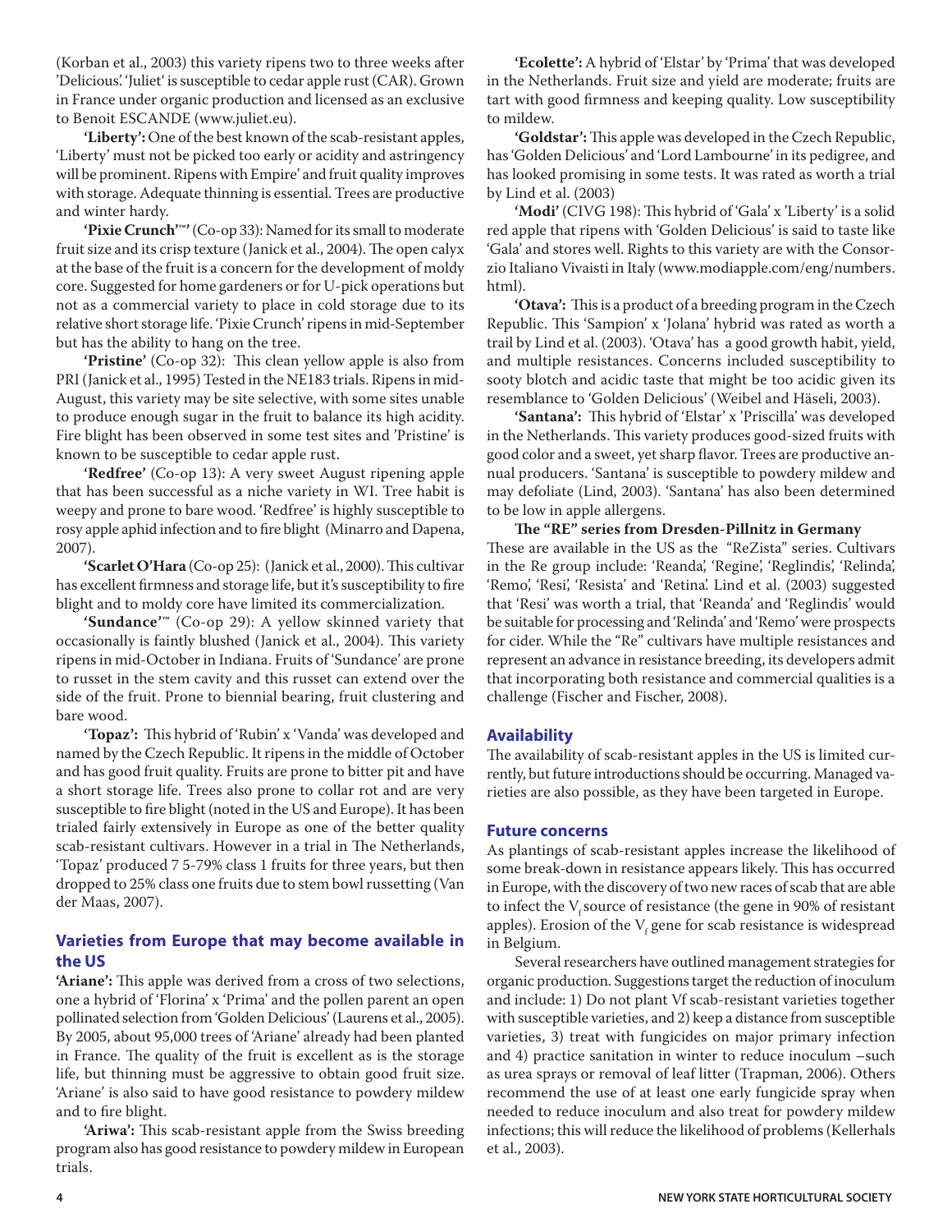(Korban et al., 2003) this variety ripens two to three weeks after 'Delicious'. 'Juliet' is susceptible to cedar apple rust (CAR). Grown in France under organic production and licensed as an exclusive to Benoit ESCANDE (www.juliet.eu).

**'Liberty':** One of the best known of the scab-resistant apples, 'Liberty' must not be picked too early or acidity and astringency will be prominent. Ripens with Empire' and fruit quality improves with storage. Adequate thinning is essential. Trees are productive and winter hardy.

**'Pixie Crunch'™'** (Co-op 33): Named for its small to moderate fruit size and its crisp texture (Janick et al., 2004). The open calyx at the base of the fruit is a concern for the development of moldy core. Suggested for home gardeners or for U-pick operations but not as a commercial variety to place in cold storage due to its relative short storage life. 'Pixie Crunch' ripens in mid-September but has the ability to hang on the tree.

**'Pristine'** (Co-op 32): This clean yellow apple is also from PRI (Janick et al., 1995) Tested in the NE183 trials. Ripens in mid-August, this variety may be site selective, with some sites unable to produce enough sugar in the fruit to balance its high acidity. Fire blight has been observed in some test sites and 'Pristine' is known to be susceptible to cedar apple rust.

**'Redfree'** (Co-op 13): A very sweet August ripening apple that has been successful as a niche variety in WI. Tree habit is weepy and prone to bare wood. 'Redfree' is highly susceptible to rosy apple aphid infection and to fire blight (Minarro and Dapena, 2007).

**'Scarlet O'Hara** (Co-op 25): (Janick et al., 2000). This cultivar has excellent firmness and storage life, but it's susceptibility to fire blight and to moldy core have limited its commercialization.

**'Sundance'™** (Co-op 29): A yellow skinned variety that occasionally is faintly blushed (Janick et al., 2004). This variety ripens in mid-October in Indiana. Fruits of 'Sundance' are prone to russet in the stem cavity and this russet can extend over the side of the fruit. Prone to biennial bearing, fruit clustering and bare wood.

**'Topaz':** This hybrid of 'Rubin' x 'Vanda' was developed and named by the Czech Republic. It ripens in the middle of October and has good fruit quality. Fruits are prone to bitter pit and have a short storage life. Trees also prone to collar rot and are very susceptible to fire blight (noted in the US and Europe). It has been trialed fairly extensively in Europe as one of the better quality scab-resistant cultivars. However in a trial in The Netherlands, 'Topaz' produced 7 5-79% class 1 fruits for three years, but then dropped to 25% class one fruits due to stem bowl russetting (Van der Maas, 2007).

## Varieties from Europe that may become available in the US

**'Ariane':** This apple was derived from a cross of two selections, one a hybrid of 'Florina' x 'Prima' and the pollen parent an open pollinated selection from 'Golden Delicious' (Laurens et al., 2005). By 2005, about 95,000 trees of 'Ariane' already had been planted in France. The quality of the fruit is excellent as is the storage life, but thinning must be aggressive to obtain good fruit size. 'Ariane' is also said to have good resistance to powdery mildew and to fire blight.

**'Ariwa':** This scab-resistant apple from the Swiss breeding program also has good resistance to powdery mildew in European trials.

**'Ecolette':** A hybrid of 'Elstar' by 'Prima' that was developed in the Netherlands. Fruit size and yield are moderate; fruits are tart with good firmness and keeping quality. Low susceptibility to mildew.

**'Goldstar':** This apple was developed in the Czech Republic, has 'Golden Delicious' and 'Lord Lambourne' in its pedigree, and has looked promising in some tests. It was rated as worth a trial by Lind et al. (2003)

**'Modi'** (CIVG 198): This hybrid of 'Gala' x 'Liberty' is a solid red apple that ripens with 'Golden Delicious' is said to taste like 'Gala' and stores well. Rights to this variety are with the Consorzio Italiano Vivaisti in Italy (www.modiapple.com/eng/numbers.html).

**'Otava':** This is a product of a breeding program in the Czech Republic. This 'Sampion' x 'Jolana' hybrid was rated as worth a trail by Lind et al. (2003). 'Otava' has a good growth habit, yield, and multiple resistances. Concerns included susceptibility to sooty blotch and acidic taste that might be too acidic given its resemblance to 'Golden Delicious' (Weibel and Häseli, 2003).

**'Santana':** This hybrid of 'Elstar' x 'Priscilla' was developed in the Netherlands. This variety produces good-sized fruits with good color and a sweet, yet sharp flavor. Trees are productive annual producers. 'Santana' is susceptible to powdery mildew and may defoliate (Lind, 2003). 'Santana' has also been determined to be low in apple allergens.

**The "RE" series from Dresden-Pillnitz in Germany**

These are available in the US as the "ReZista" series. Cultivars in the Re group include: 'Reanda', 'Regine', 'Reglindis', 'Relinda', 'Remo', 'Resi', 'Resista' and 'Retina'. Lind et al. (2003) suggested that 'Resi' was worth a trial, that 'Reanda' and 'Reglindis' would be suitable for processing and 'Relinda' and 'Remo' were prospects for cider. While the "Re" cultivars have multiple resistances and represent an advance in resistance breeding, its developers admit that incorporating both resistance and commercial qualities is a challenge (Fischer and Fischer, 2008).

## Availability

The availability of scab-resistant apples in the US is limited currently, but future introductions should be occurring. Managed varieties are also possible, as they have been targeted in Europe.

## Future concerns

As plantings of scab-resistant apples increase the likelihood of some break-down in resistance appears likely. This has occurred in Europe, with the discovery of two new races of scab that are able to infect the $V_f$ source of resistance (the gene in 90% of resistant apples). Erosion of the $V_f$ gene for scab resistance is widespread in Belgium.

Several researchers have outlined management strategies for organic production. Suggestions target the reduction of inoculum and include: 1) Do not plant Vf scab-resistant varieties together with susceptible varieties, and 2) keep a distance from susceptible varieties, 3) treat with fungicides on major primary infection and 4) practice sanitation in winter to reduce inoculum –such as urea sprays or removal of leaf litter (Trapman, 2006). Others recommend the use of at least one early fungicide spray when needed to reduce inoculum and also treat for powdery mildew infections; this will reduce the likelihood of problems (Kellerhals et al., 2003).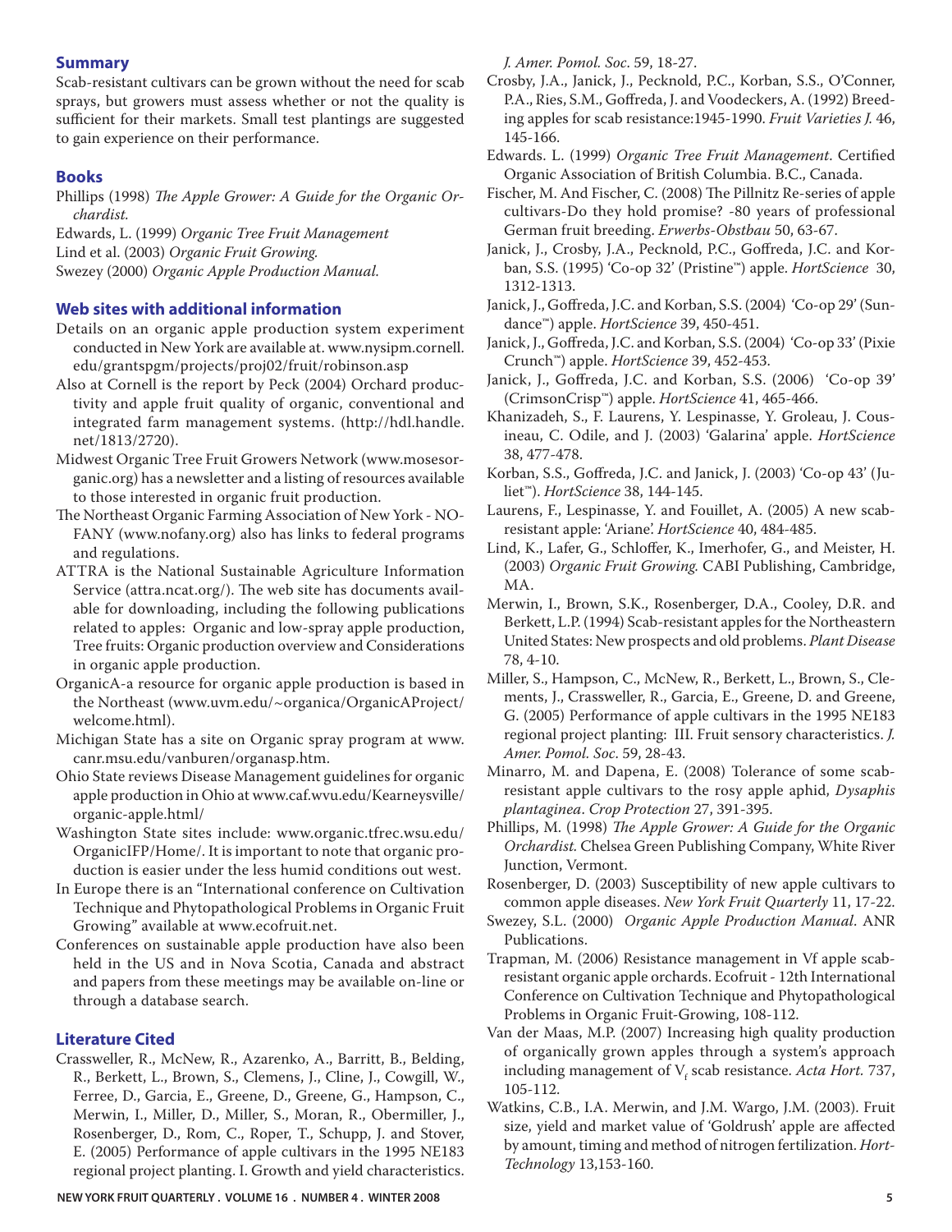## Summary

Scab-resistant cultivars can be grown without the need for scab sprays, but growers must assess whether or not the quality is sufficient for their markets. Small test plantings are suggested to gain experience on their performance.

## Books

Phillips (1998) *The Apple Grower: A Guide for the Organic Orchardist.*

Edwards, L. (1999) *Organic Tree Fruit Management*

Lind et al. (2003) *Organic Fruit Growing.*

Swezey (2000) *Organic Apple Production Manual.*

## Web sites with additional information

Details on an organic apple production system experiment conducted in New York are available at. www.nysipm.cornell.edu/grantspgm/projects/proj02/fruit/robinson.asp

Also at Cornell is the report by Peck (2004) Orchard productivity and apple fruit quality of organic, conventional and integrated farm management systems. (http://hdl.handle.net/1813/2720).

Midwest Organic Tree Fruit Growers Network (www.mosesorganic.org) has a newsletter and a listing of resources available to those interested in organic fruit production.

The Northeast Organic Farming Association of New York - NOFANY (www.nofany.org) also has links to federal programs and regulations.

ATTRA is the National Sustainable Agriculture Information Service (attra.ncat.org/). The web site has documents available for downloading, including the following publications related to apples: Organic and low-spray apple production, Tree fruits: Organic production overview and Considerations in organic apple production.

OrganicA-a resource for organic apple production is based in the Northeast (www.uvm.edu/~organica/OrganicAProject/welcome.html).

Michigan State has a site on Organic spray program at www.canr.msu.edu/vanburen/organasp.htm.

Ohio State reviews Disease Management guidelines for organic apple production in Ohio at www.caf.wvu.edu/Kearneysville/organic-apple.html/

Washington State sites include: www.organic.tfrec.wsu.edu/OrganicIFP/Home/. It is important to note that organic production is easier under the less humid conditions out west.

In Europe there is an "International conference on Cultivation Technique and Phytopathological Problems in Organic Fruit Growing" available at www.ecofruit.net.

Conferences on sustainable apple production have also been held in the US and in Nova Scotia, Canada and abstract and papers from these meetings may be available on-line or through a database search.

## Literature Cited

Crassweller, R., McNew, R., Azarenko, A., Barritt, B., Belding, R., Berkett, L., Brown, S., Clemens, J., Cline, J., Cowgill, W., Ferree, D., Garcia, E., Greene, D., Greene, G., Hampson, C., Merwin, I., Miller, D., Miller, S., Moran, R., Obermiller, J., Rosenberger, D., Rom, C., Roper, T., Schupp, J. and Stover, E. (2005) Performance of apple cultivars in the 1995 NE183 regional project planting. I. Growth and yield characteristics. *J. Amer. Pomol. Soc.* 59, 18-27.

Crosby, J.A., Janick, J., Pecknold, P.C., Korban, S.S., O'Conner, P.A., Ries, S.M., Goffreda, J. and Voodeckers, A. (1992) Breeding apples for scab resistance:1945-1990. *Fruit Varieties J.* 46, 145-166.

Edwards. L. (1999) *Organic Tree Fruit Management*. Certified Organic Association of British Columbia. B.C., Canada.

Fischer, M. And Fischer, C. (2008) The Pillnitz Re-series of apple cultivars-Do they hold promise? -80 years of professional German fruit breeding. *Erwerbs-Obstbau* 50, 63-67.

Janick, J., Crosby, J.A., Pecknold, P.C., Goffreda, J.C. and Korban, S.S. (1995) 'Co-op 32' (Pristine™) apple. *HortScience* 30, 1312-1313.

Janick, J., Goffreda, J.C. and Korban, S.S. (2004) 'Co-op 29' (Sundance™) apple. *HortScience* 39, 450-451.

Janick, J., Goffreda, J.C. and Korban, S.S. (2004) 'Co-op 33' (Pixie Crunch™) apple. *HortScience* 39, 452-453.

Janick, J., Goffreda, J.C. and Korban, S.S. (2006) 'Co-op 39' (CrimsonCrisp™) apple. *HortScience* 41, 465-466.

Khanizadeh, S., F. Laurens, Y. Lespinasse, Y. Groleau, J. Cousineau, C. Odile, and J. (2003) 'Galarina' apple. *HortScience* 38, 477-478.

Korban, S.S., Goffreda, J.C. and Janick, J. (2003) 'Co-op 43' (Juliet™). *HortScience* 38, 144-145.

Laurens, F., Lespinasse, Y. and Fouillet, A. (2005) A new scab-resistant apple: 'Ariane'. *HortScience* 40, 484-485.

Lind, K., Lafer, G., Schloffer, K., Imerhofer, G., and Meister, H. (2003) *Organic Fruit Growing.* CABI Publishing, Cambridge, MA.

Merwin, I., Brown, S.K., Rosenberger, D.A., Cooley, D.R. and Berkett, L.P. (1994) Scab-resistant apples for the Northeastern United States: New prospects and old problems. *Plant Disease* 78, 4-10.

Miller, S., Hampson, C., McNew, R., Berkett, L., Brown, S., Clements, J., Crassweller, R., Garcia, E., Greene, D. and Greene, G. (2005) Performance of apple cultivars in the 1995 NE183 regional project planting: III. Fruit sensory characteristics. *J. Amer. Pomol. Soc.* 59, 28-43.

Minarro, M. and Dapena, E. (2008) Tolerance of some scab-resistant apple cultivars to the rosy apple aphid, *Dysaphis plantaginea*. *Crop Protection* 27, 391-395.

Phillips, M. (1998) *The Apple Grower: A Guide for the Organic Orchardist.* Chelsea Green Publishing Company, White River Junction, Vermont.

Rosenberger, D. (2003) Susceptibility of new apple cultivars to common apple diseases. *New York Fruit Quarterly* 11, 17-22.

Swezey, S.L. (2000) *Organic Apple Production Manual*. ANR Publications.

Trapman, M. (2006) Resistance management in Vf apple scab-resistant organic apple orchards. Ecofruit - 12th International Conference on Cultivation Technique and Phytopathological Problems in Organic Fruit-Growing, 108-112.

Van der Maas, M.P. (2007) Increasing high quality production of organically grown apples through a system's approach including management of $V_f$ scab resistance. *Acta Hort.* 737, 105-112.

Watkins, C.B., I.A. Merwin, and J.M. Wargo, J.M. (2003). Fruit size, yield and market value of 'Goldrush' apple are affected by amount, timing and method of nitrogen fertilization. *HortTechnology* 13,153-160.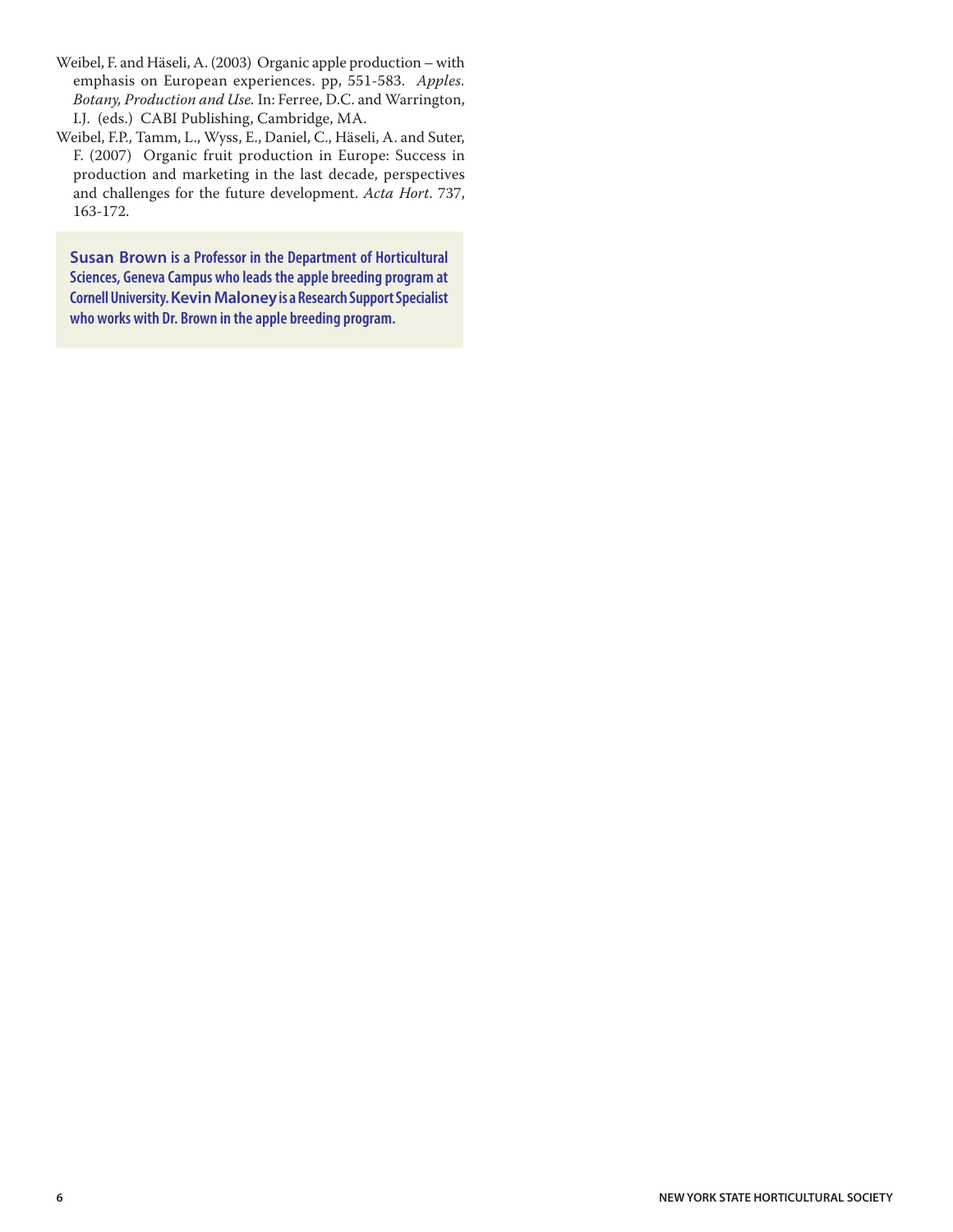Weibel, F. and Häseli, A. (2003) Organic apple production – with emphasis on European experiences. pp, 551-583. *Apples. Botany, Production and Use.* In: Ferree, D.C. and Warrington, I.J. (eds.) CABI Publishing, Cambridge, MA.

Weibel, F.P., Tamm, L., Wyss, E., Daniel, C., Häseli, A. and Suter, F. (2007) Organic fruit production in Europe: Success in production and marketing in the last decade, perspectives and challenges for the future development. *Acta Hort*. 737, 163-172.

**Susan Brown is a Professor in the Department of Horticultural Sciences, Geneva Campus who leads the apple breeding program at Cornell University. Kevin Maloney is a Research Support Specialist who works with Dr. Brown in the apple breeding program.**